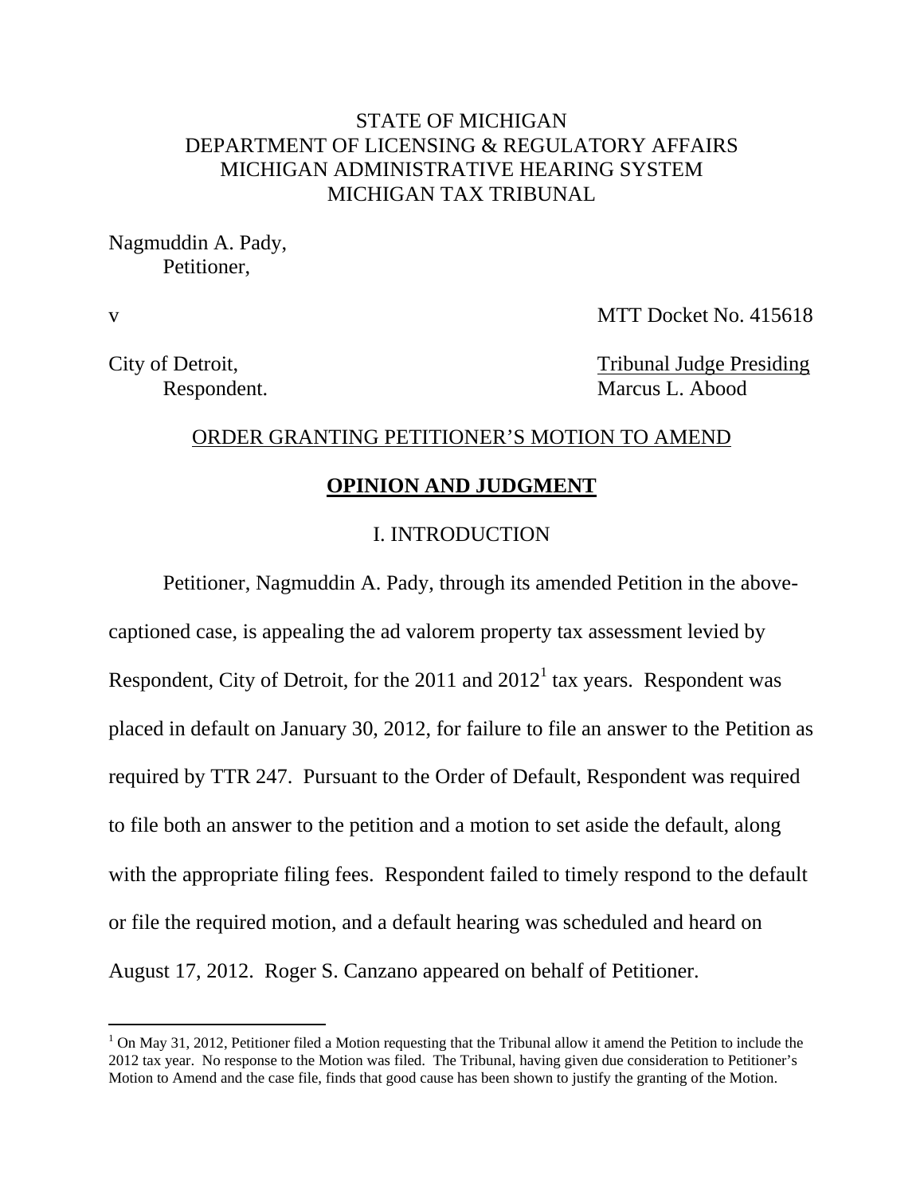STATE OF MICHIGAN
DEPARTMENT OF LICENSING & REGULATORY AFFAIRS
MICHIGAN ADMINISTRATIVE HEARING SYSTEM
MICHIGAN TAX TRIBUNAL

Nagmuddin A. Pady,
Petitioner,

v MTT Docket No. 415618

City of Detroit, Tribunal Judge Presiding
Respondent. Marcus L. Abood

ORDER GRANTING PETITIONER'S MOTION TO AMEND

**OPINION AND JUDGMENT**

I. INTRODUCTION

Petitioner, Nagmuddin A. Pady, through its amended Petition in the above-captioned case, is appealing the ad valorem property tax assessment levied by Respondent, City of Detroit, for the 2011 and 2012[1] tax years. Respondent was placed in default on January 30, 2012, for failure to file an answer to the Petition as required by TTR 247. Pursuant to the Order of Default, Respondent was required to file both an answer to the petition and a motion to set aside the default, along with the appropriate filing fees. Respondent failed to timely respond to the default or file the required motion, and a default hearing was scheduled and heard on August 17, 2012. Roger S. Canzano appeared on behalf of Petitioner.

[1] On May 31, 2012, Petitioner filed a Motion requesting that the Tribunal allow it amend the Petition to include the 2012 tax year. No response to the Motion was filed. The Tribunal, having given due consideration to Petitioner's Motion to Amend and the case file, finds that good cause has been shown to justify the granting of the Motion.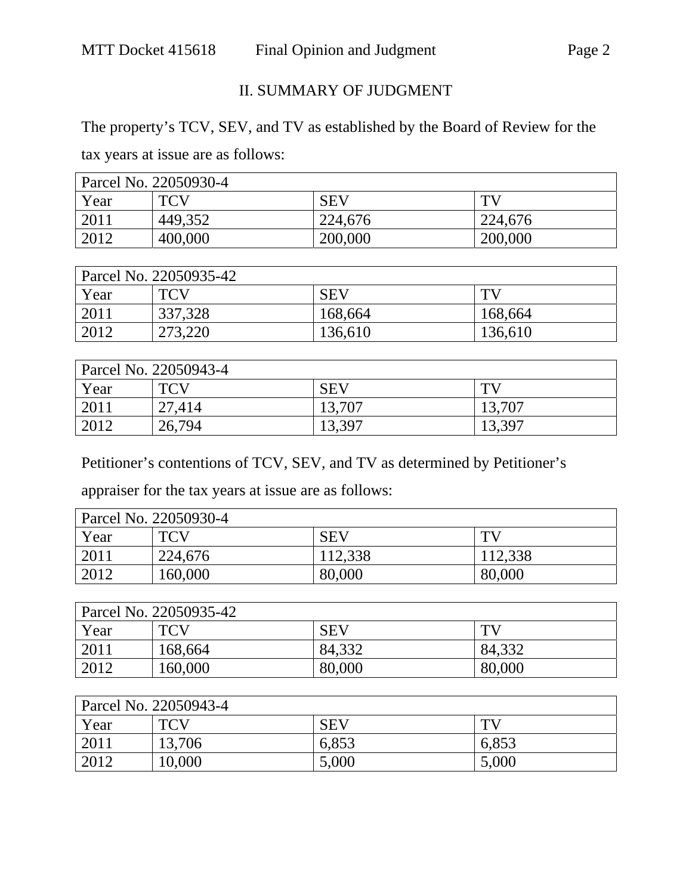## II. SUMMARY OF JUDGMENT

The property's TCV, SEV, and TV as established by the Board of Review for the tax years at issue are as follows:

| Parcel No. 22050930-4 | | | |
|---|---|---|---|
| Year | TCV | SEV | TV |
| 2011 | 449,352 | 224,676 | 224,676 |
| 2012 | 400,000 | 200,000 | 200,000 |

| Parcel No. 22050935-42 | | | |
|---|---|---|---|
| Year | TCV | SEV | TV |
| 2011 | 337,328 | 168,664 | 168,664 |
| 2012 | 273,220 | 136,610 | 136,610 |

| Parcel No. 22050943-4 | | | |
|---|---|---|---|
| Year | TCV | SEV | TV |
| 2011 | 27,414 | 13,707 | 13,707 |
| 2012 | 26,794 | 13,397 | 13,397 |

Petitioner's contentions of TCV, SEV, and TV as determined by Petitioner's appraiser for the tax years at issue are as follows:

| Parcel No. 22050930-4 | | | |
|---|---|---|---|
| Year | TCV | SEV | TV |
| 2011 | 224,676 | 112,338 | 112,338 |
| 2012 | 160,000 | 80,000 | 80,000 |

| Parcel No. 22050935-42 | | | |
|---|---|---|---|
| Year | TCV | SEV | TV |
| 2011 | 168,664 | 84,332 | 84,332 |
| 2012 | 160,000 | 80,000 | 80,000 |

| Parcel No. 22050943-4 | | | |
|---|---|---|---|
| Year | TCV | SEV | TV |
| 2011 | 13,706 | 6,853 | 6,853 |
| 2012 | 10,000 | 5,000 | 5,000 |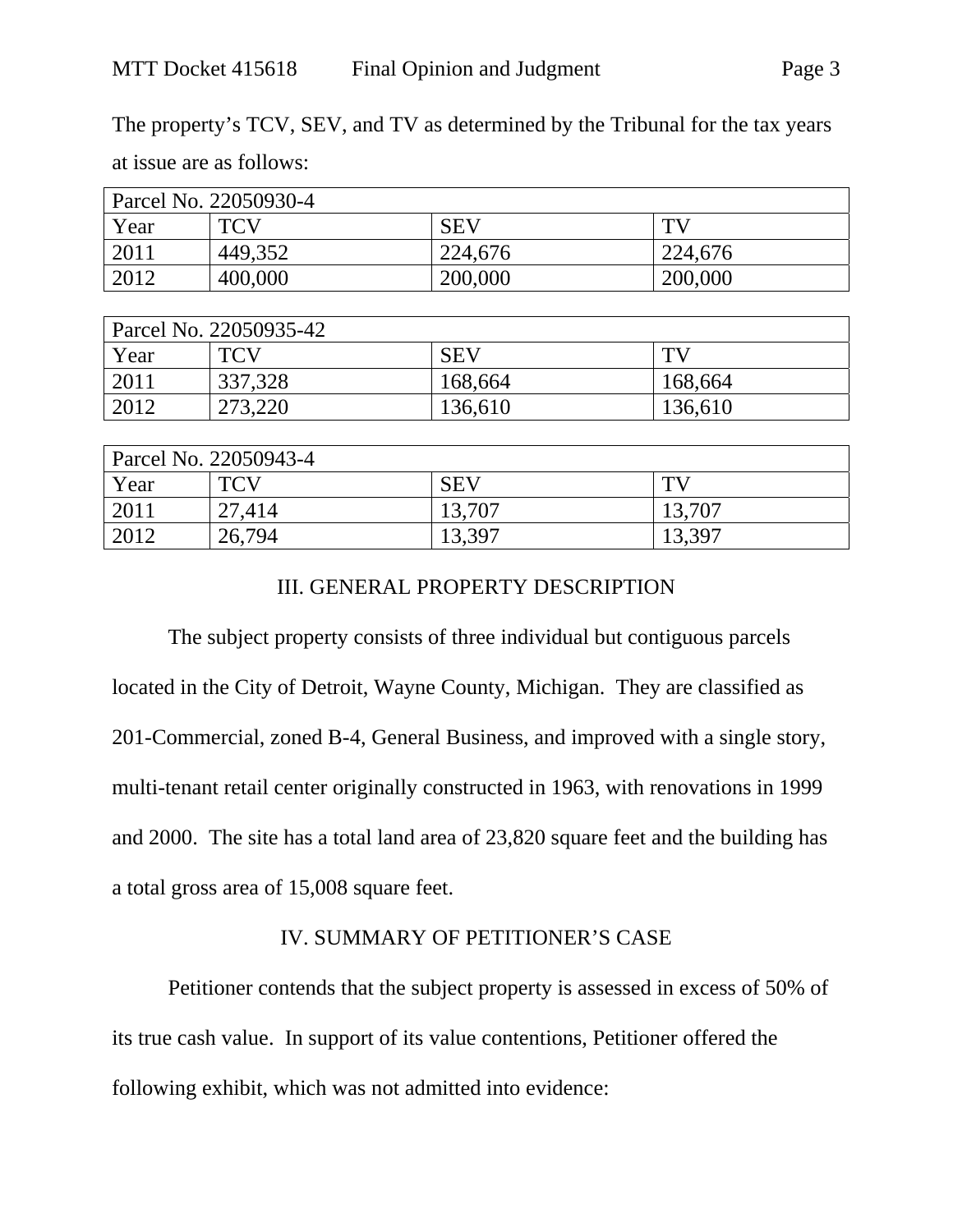The property's TCV, SEV, and TV as determined by the Tribunal for the tax years at issue are as follows:

| Parcel No. 22050930-4 | | | |
|---|---|---|---|
| Year | TCV | SEV | TV |
| 2011 | 449,352 | 224,676 | 224,676 |
| 2012 | 400,000 | 200,000 | 200,000 |

| Parcel No. 22050935-42 | | | |
|---|---|---|---|
| Year | TCV | SEV | TV |
| 2011 | 337,328 | 168,664 | 168,664 |
| 2012 | 273,220 | 136,610 | 136,610 |

| Parcel No. 22050943-4 | | | |
|---|---|---|---|
| Year | TCV | SEV | TV |
| 2011 | 27,414 | 13,707 | 13,707 |
| 2012 | 26,794 | 13,397 | 13,397 |

## III. GENERAL PROPERTY DESCRIPTION

The subject property consists of three individual but contiguous parcels located in the City of Detroit, Wayne County, Michigan. They are classified as 201-Commercial, zoned B-4, General Business, and improved with a single story, multi-tenant retail center originally constructed in 1963, with renovations in 1999 and 2000. The site has a total land area of 23,820 square feet and the building has a total gross area of 15,008 square feet.

## IV. SUMMARY OF PETITIONER'S CASE

Petitioner contends that the subject property is assessed in excess of 50% of its true cash value. In support of its value contentions, Petitioner offered the following exhibit, which was not admitted into evidence: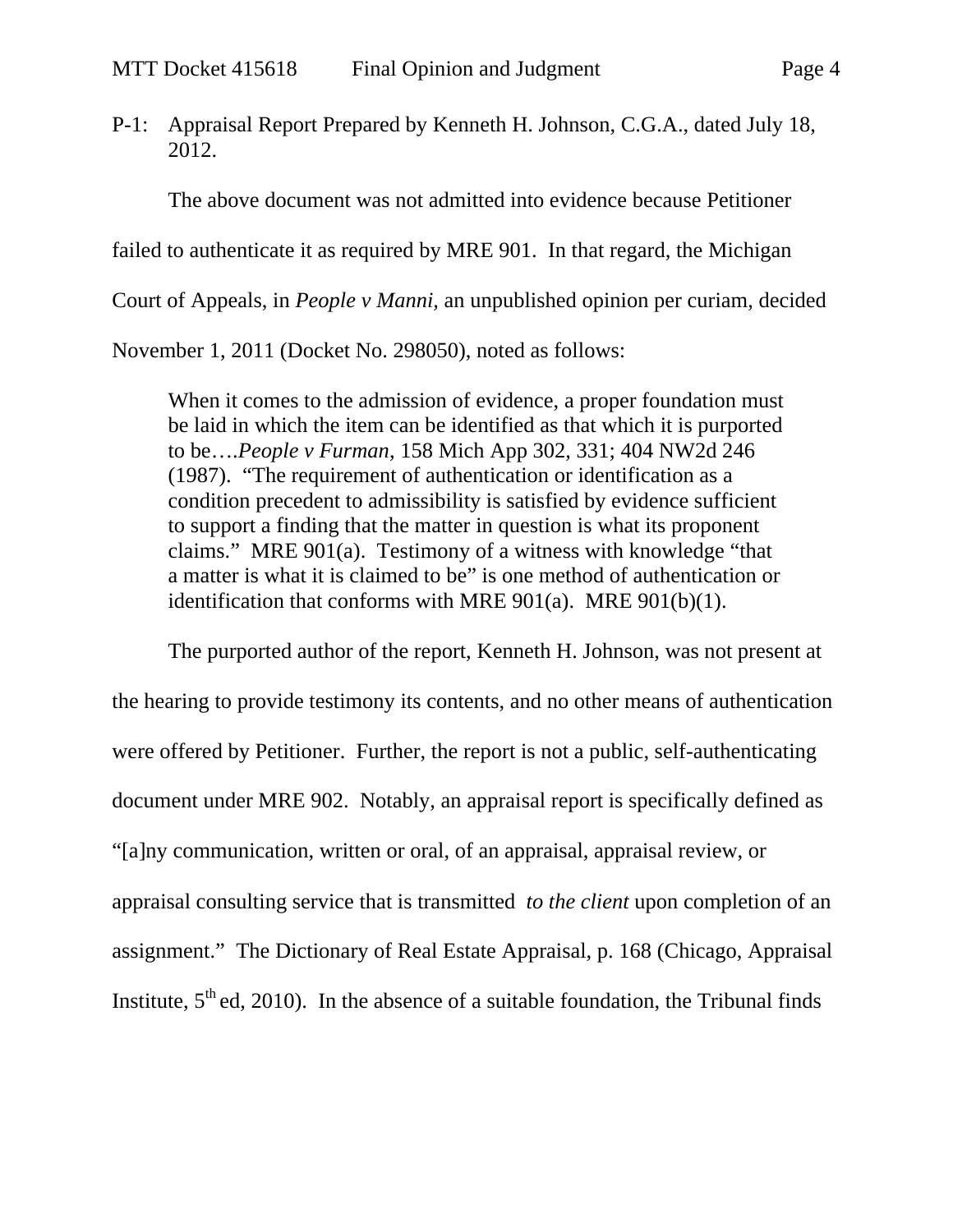P-1: Appraisal Report Prepared by Kenneth H. Johnson, C.G.A., dated July 18, 2012.

The above document was not admitted into evidence because Petitioner failed to authenticate it as required by MRE 901. In that regard, the Michigan Court of Appeals, in *People v Manni,* an unpublished opinion per curiam, decided November 1, 2011 (Docket No. 298050), noted as follows:

> When it comes to the admission of evidence, a proper foundation must be laid in which the item can be identified as that which it is purported to be….*People v Furman*, 158 Mich App 302, 331; 404 NW2d 246 (1987). "The requirement of authentication or identification as a condition precedent to admissibility is satisfied by evidence sufficient to support a finding that the matter in question is what its proponent claims." MRE 901(a). Testimony of a witness with knowledge "that a matter is what it is claimed to be" is one method of authentication or identification that conforms with MRE 901(a). MRE 901(b)(1).

The purported author of the report, Kenneth H. Johnson, was not present at the hearing to provide testimony its contents, and no other means of authentication were offered by Petitioner. Further, the report is not a public, self-authenticating document under MRE 902. Notably, an appraisal report is specifically defined as "[a]ny communication, written or oral, of an appraisal, appraisal review, or appraisal consulting service that is transmitted *to the client* upon completion of an assignment." The Dictionary of Real Estate Appraisal, p. 168 (Chicago, Appraisal Institute, 5th ed, 2010). In the absence of a suitable foundation, the Tribunal finds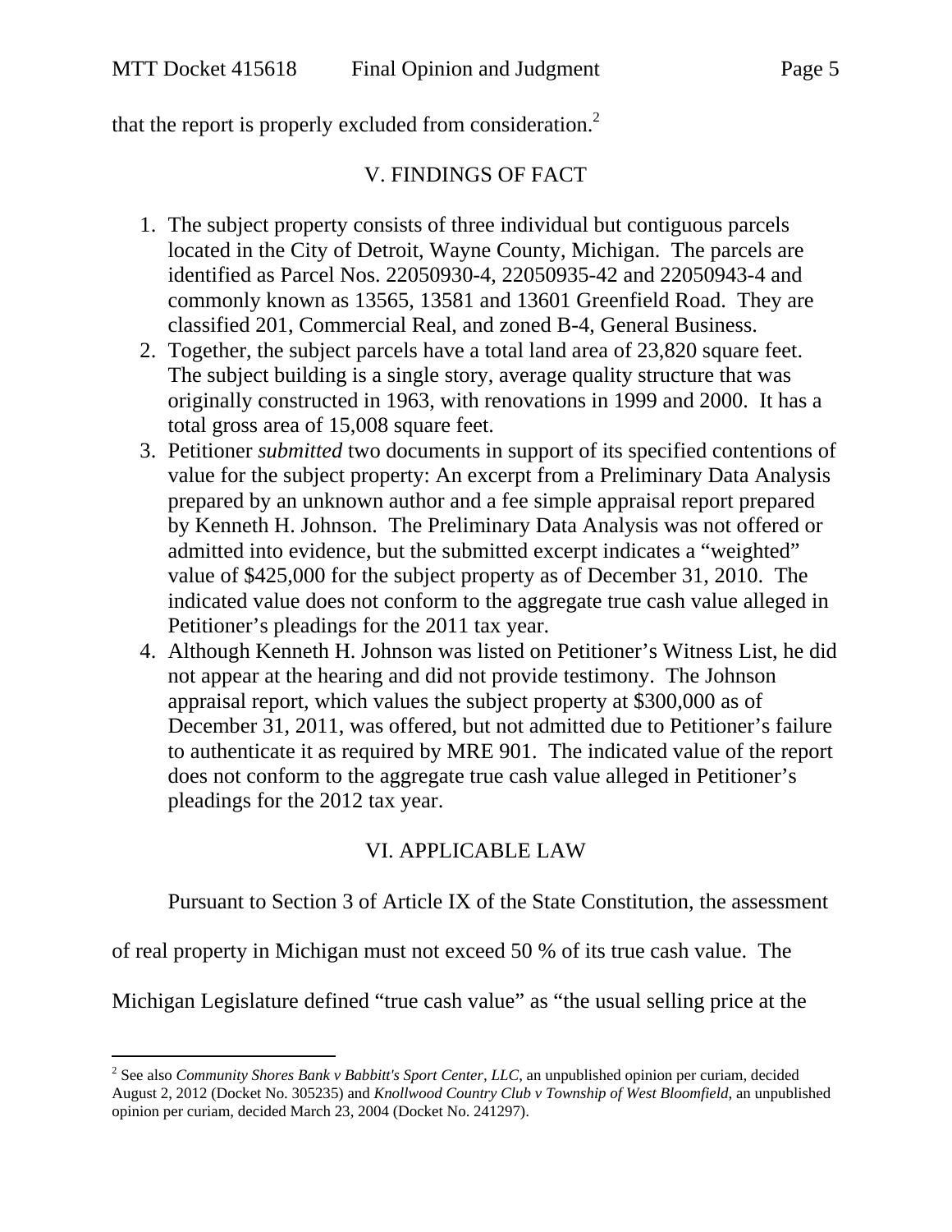that the report is properly excluded from consideration.[2]

## V. FINDINGS OF FACT

1. The subject property consists of three individual but contiguous parcels located in the City of Detroit, Wayne County, Michigan. The parcels are identified as Parcel Nos. 22050930-4, 22050935-42 and 22050943-4 and commonly known as 13565, 13581 and 13601 Greenfield Road. They are classified 201, Commercial Real, and zoned B-4, General Business.
2. Together, the subject parcels have a total land area of 23,820 square feet. The subject building is a single story, average quality structure that was originally constructed in 1963, with renovations in 1999 and 2000. It has a total gross area of 15,008 square feet.
3. Petitioner *submitted* two documents in support of its specified contentions of value for the subject property: An excerpt from a Preliminary Data Analysis prepared by an unknown author and a fee simple appraisal report prepared by Kenneth H. Johnson. The Preliminary Data Analysis was not offered or admitted into evidence, but the submitted excerpt indicates a "weighted" value of $425,000 for the subject property as of December 31, 2010. The indicated value does not conform to the aggregate true cash value alleged in Petitioner's pleadings for the 2011 tax year.
4. Although Kenneth H. Johnson was listed on Petitioner's Witness List, he did not appear at the hearing and did not provide testimony. The Johnson appraisal report, which values the subject property at $300,000 as of December 31, 2011, was offered, but not admitted due to Petitioner's failure to authenticate it as required by MRE 901. The indicated value of the report does not conform to the aggregate true cash value alleged in Petitioner's pleadings for the 2012 tax year.

## VI. APPLICABLE LAW

Pursuant to Section 3 of Article IX of the State Constitution, the assessment of real property in Michigan must not exceed 50 % of its true cash value. The Michigan Legislature defined "true cash value" as "the usual selling price at the

---

[2] See also *Community Shores Bank v Babbitt's Sport Center, LLC*, an unpublished opinion per curiam, decided August 2, 2012 (Docket No. 305235) and *Knollwood Country Club v Township of West Bloomfield*, an unpublished opinion per curiam, decided March 23, 2004 (Docket No. 241297).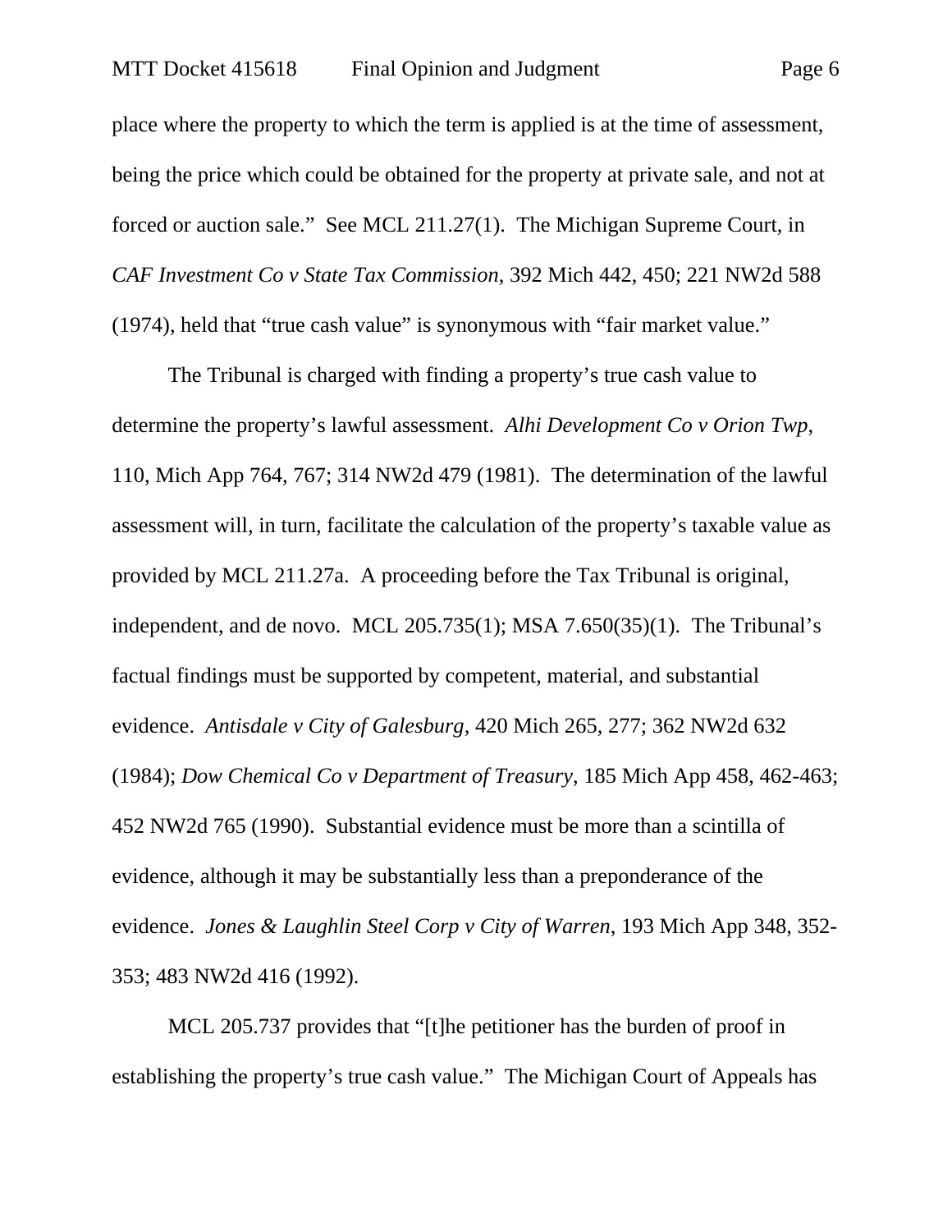place where the property to which the term is applied is at the time of assessment, being the price which could be obtained for the property at private sale, and not at forced or auction sale." See MCL 211.27(1). The Michigan Supreme Court, in *CAF Investment Co v State Tax Commission*, 392 Mich 442, 450; 221 NW2d 588 (1974), held that "true cash value" is synonymous with "fair market value."

The Tribunal is charged with finding a property's true cash value to determine the property's lawful assessment. *Alhi Development Co v Orion Twp*, 110, Mich App 764, 767; 314 NW2d 479 (1981). The determination of the lawful assessment will, in turn, facilitate the calculation of the property's taxable value as provided by MCL 211.27a. A proceeding before the Tax Tribunal is original, independent, and de novo. MCL 205.735(1); MSA 7.650(35)(1). The Tribunal's factual findings must be supported by competent, material, and substantial evidence. *Antisdale v City of Galesburg*, 420 Mich 265, 277; 362 NW2d 632 (1984); *Dow Chemical Co v Department of Treasury*, 185 Mich App 458, 462-463; 452 NW2d 765 (1990). Substantial evidence must be more than a scintilla of evidence, although it may be substantially less than a preponderance of the evidence. *Jones & Laughlin Steel Corp v City of Warren*, 193 Mich App 348, 352-353; 483 NW2d 416 (1992).

MCL 205.737 provides that "[t]he petitioner has the burden of proof in establishing the property's true cash value." The Michigan Court of Appeals has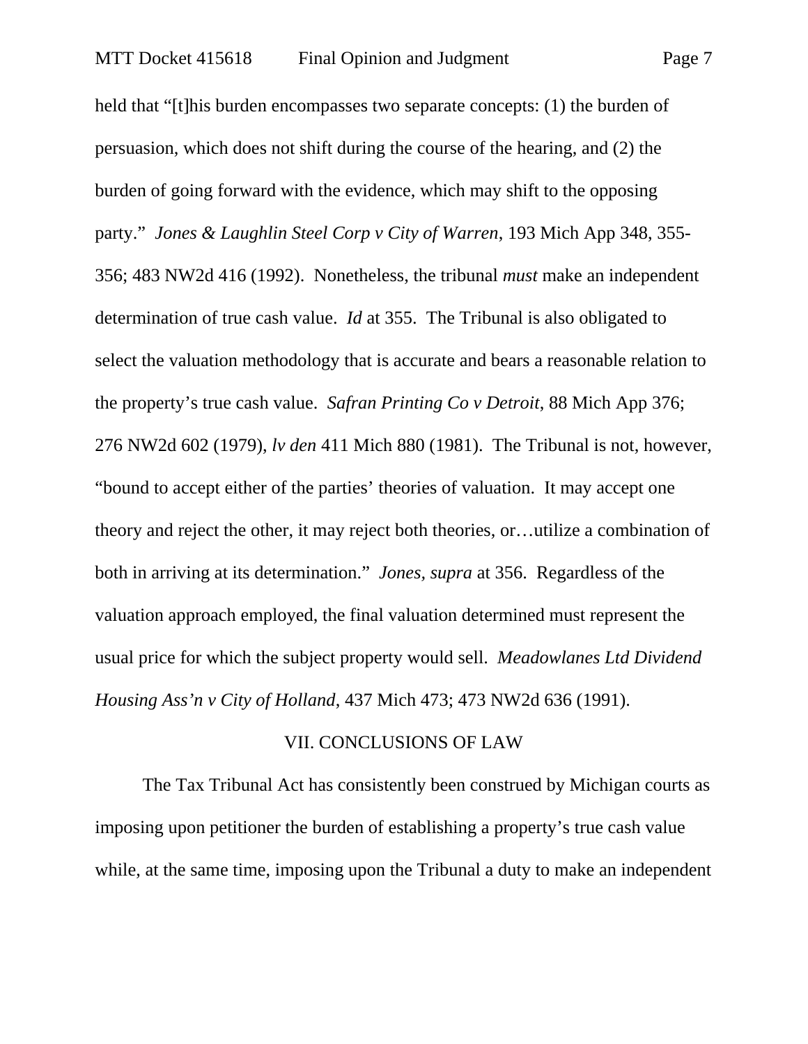held that "[t]his burden encompasses two separate concepts: (1) the burden of persuasion, which does not shift during the course of the hearing, and (2) the burden of going forward with the evidence, which may shift to the opposing party." *Jones & Laughlin Steel Corp v City of Warren*, 193 Mich App 348, 355-356; 483 NW2d 416 (1992). Nonetheless, the tribunal *must* make an independent determination of true cash value. *Id* at 355. The Tribunal is also obligated to select the valuation methodology that is accurate and bears a reasonable relation to the property's true cash value. *Safran Printing Co v Detroit*, 88 Mich App 376; 276 NW2d 602 (1979), *lv den* 411 Mich 880 (1981). The Tribunal is not, however, "bound to accept either of the parties' theories of valuation. It may accept one theory and reject the other, it may reject both theories, or…utilize a combination of both in arriving at its determination." *Jones, supra* at 356. Regardless of the valuation approach employed, the final valuation determined must represent the usual price for which the subject property would sell. *Meadowlanes Ltd Dividend Housing Ass'n v City of Holland*, 437 Mich 473; 473 NW2d 636 (1991).

## VII. CONCLUSIONS OF LAW

The Tax Tribunal Act has consistently been construed by Michigan courts as imposing upon petitioner the burden of establishing a property's true cash value while, at the same time, imposing upon the Tribunal a duty to make an independent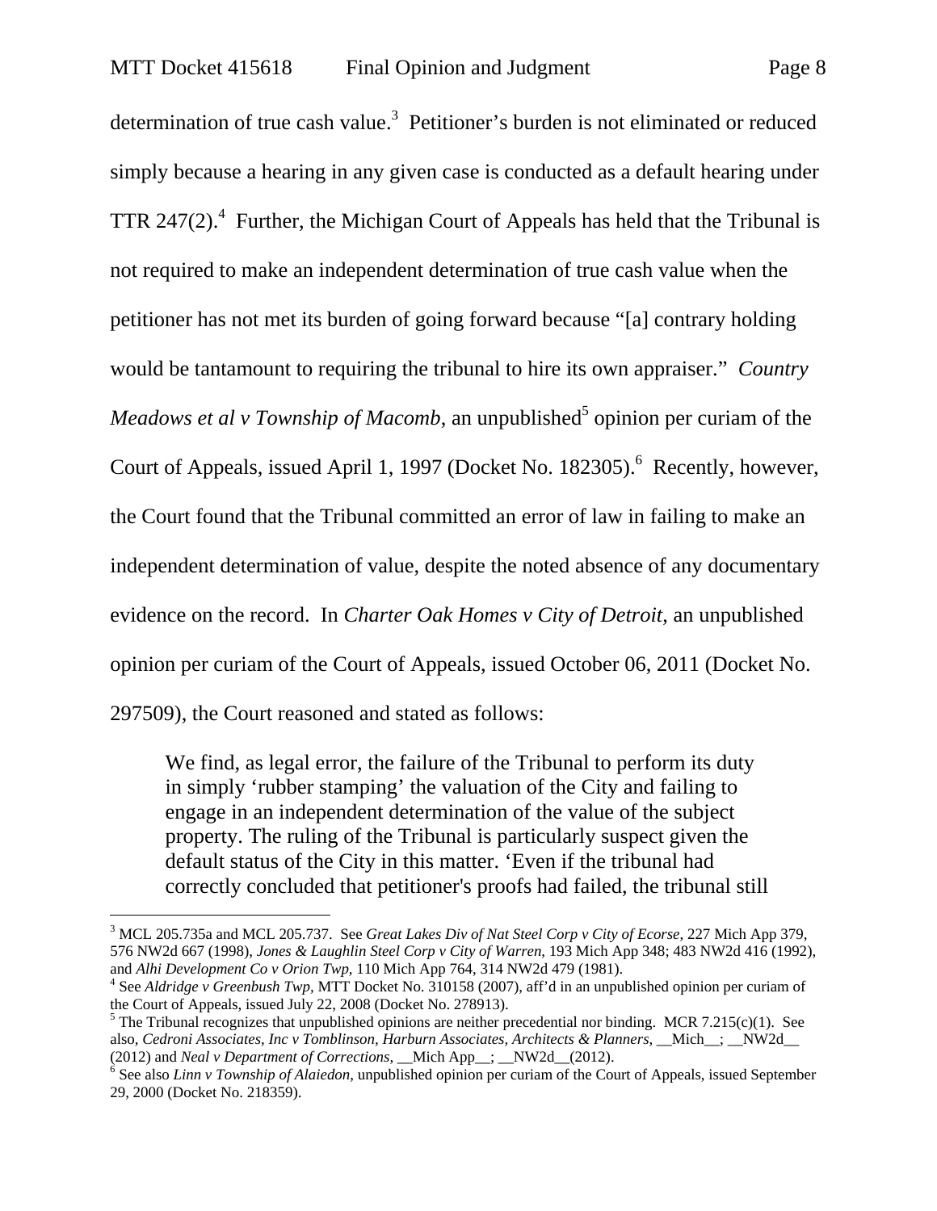determination of true cash value.[3] Petitioner's burden is not eliminated or reduced simply because a hearing in any given case is conducted as a default hearing under TTR 247(2).[4] Further, the Michigan Court of Appeals has held that the Tribunal is not required to make an independent determination of true cash value when the petitioner has not met its burden of going forward because "[a] contrary holding would be tantamount to requiring the tribunal to hire its own appraiser." *Country Meadows et al v Township of Macomb*, an unpublished[5] opinion per curiam of the Court of Appeals, issued April 1, 1997 (Docket No. 182305).[6] Recently, however, the Court found that the Tribunal committed an error of law in failing to make an independent determination of value, despite the noted absence of any documentary evidence on the record. In *Charter Oak Homes v City of Detroit*, an unpublished opinion per curiam of the Court of Appeals, issued October 06, 2011 (Docket No. 297509), the Court reasoned and stated as follows:

> We find, as legal error, the failure of the Tribunal to perform its duty in simply 'rubber stamping' the valuation of the City and failing to engage in an independent determination of the value of the subject property. The ruling of the Tribunal is particularly suspect given the default status of the City in this matter. 'Even if the tribunal had correctly concluded that petitioner's proofs had failed, the tribunal still

---

[3] MCL 205.735a and MCL 205.737. See *Great Lakes Div of Nat Steel Corp v City of Ecorse*, 227 Mich App 379, 576 NW2d 667 (1998), *Jones & Laughlin Steel Corp v City of Warren*, 193 Mich App 348; 483 NW2d 416 (1992), and *Alhi Development Co v Orion Twp*, 110 Mich App 764, 314 NW2d 479 (1981).

[4] See *Aldridge v Greenbush Twp*, MTT Docket No. 310158 (2007), aff'd in an unpublished opinion per curiam of the Court of Appeals, issued July 22, 2008 (Docket No. 278913).

[5] The Tribunal recognizes that unpublished opinions are neither precedential nor binding. MCR 7.215(c)(1). See also, *Cedroni Associates, Inc v Tomblinson, Harburn Associates, Architects & Planners*, __Mich__; __NW2d__ (2012) and *Neal v Department of Corrections*, __Mich App__; __NW2d__(2012).

[6] See also *Linn v Township of Alaiedon*, unpublished opinion per curiam of the Court of Appeals, issued September 29, 2000 (Docket No. 218359).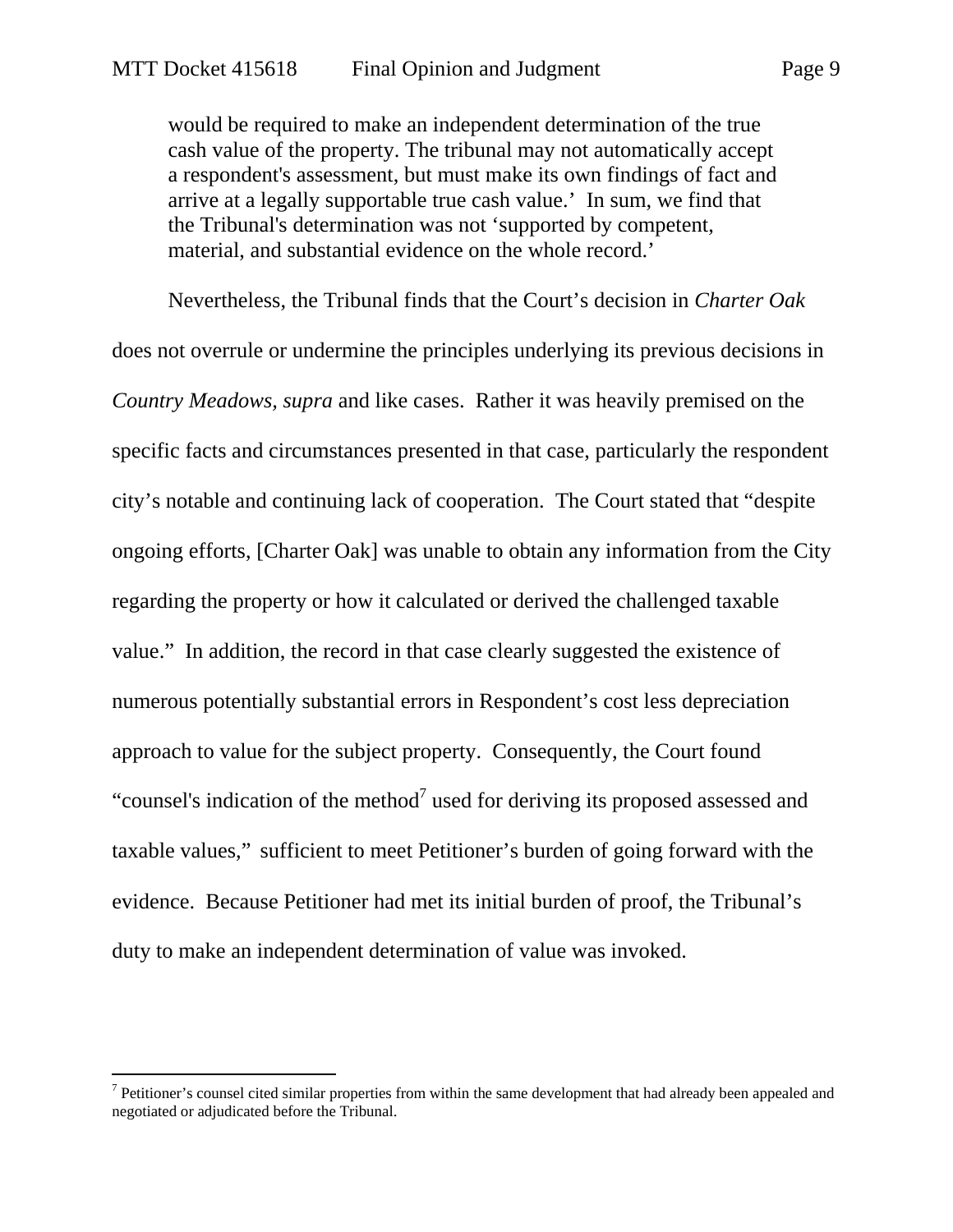> would be required to make an independent determination of the true cash value of the property. The tribunal may not automatically accept a respondent's assessment, but must make its own findings of fact and arrive at a legally supportable true cash value.' In sum, we find that the Tribunal's determination was not 'supported by competent, material, and substantial evidence on the whole record.'

Nevertheless, the Tribunal finds that the Court's decision in *Charter Oak* does not overrule or undermine the principles underlying its previous decisions in *Country Meadows, supra* and like cases. Rather it was heavily premised on the specific facts and circumstances presented in that case, particularly the respondent city's notable and continuing lack of cooperation. The Court stated that "despite ongoing efforts, [Charter Oak] was unable to obtain any information from the City regarding the property or how it calculated or derived the challenged taxable value." In addition, the record in that case clearly suggested the existence of numerous potentially substantial errors in Respondent's cost less depreciation approach to value for the subject property. Consequently, the Court found "counsel's indication of the method[7] used for deriving its proposed assessed and taxable values," sufficient to meet Petitioner's burden of going forward with the evidence. Because Petitioner had met its initial burden of proof, the Tribunal's duty to make an independent determination of value was invoked.

---

[7] Petitioner's counsel cited similar properties from within the same development that had already been appealed and negotiated or adjudicated before the Tribunal.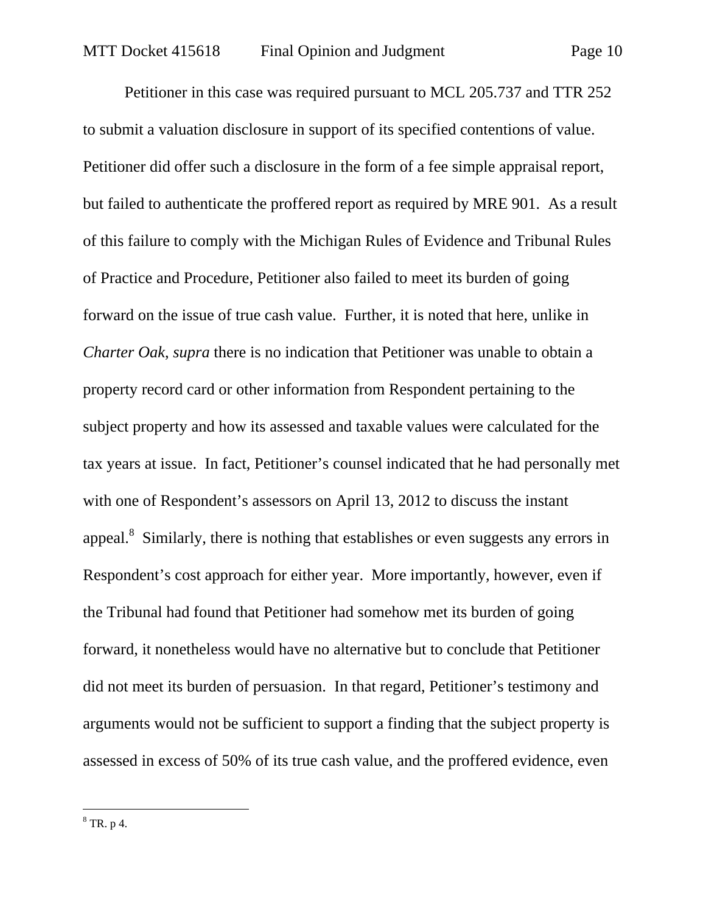Petitioner in this case was required pursuant to MCL 205.737 and TTR 252 to submit a valuation disclosure in support of its specified contentions of value. Petitioner did offer such a disclosure in the form of a fee simple appraisal report, but failed to authenticate the proffered report as required by MRE 901. As a result of this failure to comply with the Michigan Rules of Evidence and Tribunal Rules of Practice and Procedure, Petitioner also failed to meet its burden of going forward on the issue of true cash value. Further, it is noted that here, unlike in *Charter Oak*, *supra* there is no indication that Petitioner was unable to obtain a property record card or other information from Respondent pertaining to the subject property and how its assessed and taxable values were calculated for the tax years at issue. In fact, Petitioner's counsel indicated that he had personally met with one of Respondent's assessors on April 13, 2012 to discuss the instant appeal.[8] Similarly, there is nothing that establishes or even suggests any errors in Respondent's cost approach for either year. More importantly, however, even if the Tribunal had found that Petitioner had somehow met its burden of going forward, it nonetheless would have no alternative but to conclude that Petitioner did not meet its burden of persuasion. In that regard, Petitioner's testimony and arguments would not be sufficient to support a finding that the subject property is assessed in excess of 50% of its true cash value, and the proffered evidence, even

---

[8] TR. p 4.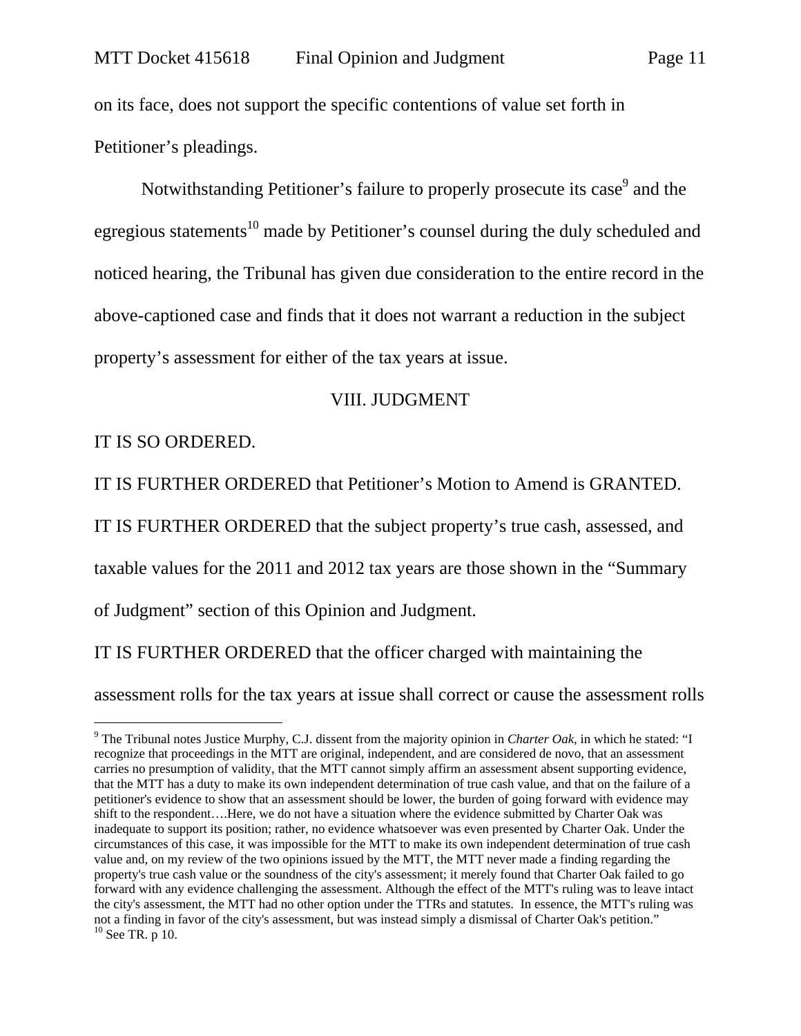on its face, does not support the specific contentions of value set forth in Petitioner's pleadings.

Notwithstanding Petitioner's failure to properly prosecute its case[9] and the egregious statements[10] made by Petitioner's counsel during the duly scheduled and noticed hearing, the Tribunal has given due consideration to the entire record in the above-captioned case and finds that it does not warrant a reduction in the subject property's assessment for either of the tax years at issue.

## VIII. JUDGMENT

IT IS SO ORDERED.

IT IS FURTHER ORDERED that Petitioner's Motion to Amend is GRANTED.

IT IS FURTHER ORDERED that the subject property's true cash, assessed, and taxable values for the 2011 and 2012 tax years are those shown in the "Summary of Judgment" section of this Opinion and Judgment.

IT IS FURTHER ORDERED that the officer charged with maintaining the assessment rolls for the tax years at issue shall correct or cause the assessment rolls

---

[9] The Tribunal notes Justice Murphy, C.J. dissent from the majority opinion in *Charter Oak*, in which he stated: "I recognize that proceedings in the MTT are original, independent, and are considered de novo, that an assessment carries no presumption of validity, that the MTT cannot simply affirm an assessment absent supporting evidence, that the MTT has a duty to make its own independent determination of true cash value, and that on the failure of a petitioner's evidence to show that an assessment should be lower, the burden of going forward with evidence may shift to the respondent….Here, we do not have a situation where the evidence submitted by Charter Oak was inadequate to support its position; rather, no evidence whatsoever was even presented by Charter Oak. Under the circumstances of this case, it was impossible for the MTT to make its own independent determination of true cash value and, on my review of the two opinions issued by the MTT, the MTT never made a finding regarding the property's true cash value or the soundness of the city's assessment; it merely found that Charter Oak failed to go forward with any evidence challenging the assessment. Although the effect of the MTT's ruling was to leave intact the city's assessment, the MTT had no other option under the TTRs and statutes. In essence, the MTT's ruling was not a finding in favor of the city's assessment, but was instead simply a dismissal of Charter Oak's petition."

[10] See TR. p 10.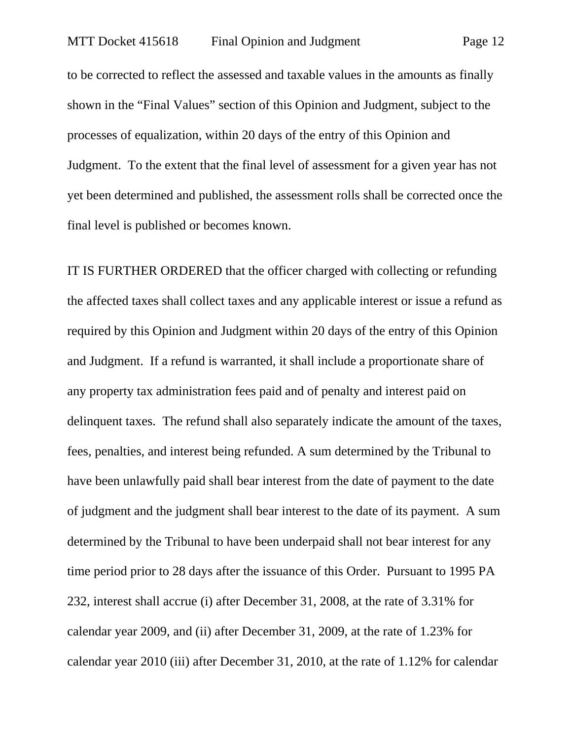to be corrected to reflect the assessed and taxable values in the amounts as finally shown in the "Final Values" section of this Opinion and Judgment, subject to the processes of equalization, within 20 days of the entry of this Opinion and Judgment. To the extent that the final level of assessment for a given year has not yet been determined and published, the assessment rolls shall be corrected once the final level is published or becomes known.

IT IS FURTHER ORDERED that the officer charged with collecting or refunding the affected taxes shall collect taxes and any applicable interest or issue a refund as required by this Opinion and Judgment within 20 days of the entry of this Opinion and Judgment. If a refund is warranted, it shall include a proportionate share of any property tax administration fees paid and of penalty and interest paid on delinquent taxes. The refund shall also separately indicate the amount of the taxes, fees, penalties, and interest being refunded. A sum determined by the Tribunal to have been unlawfully paid shall bear interest from the date of payment to the date of judgment and the judgment shall bear interest to the date of its payment. A sum determined by the Tribunal to have been underpaid shall not bear interest for any time period prior to 28 days after the issuance of this Order. Pursuant to 1995 PA 232, interest shall accrue (i) after December 31, 2008, at the rate of 3.31% for calendar year 2009, and (ii) after December 31, 2009, at the rate of 1.23% for calendar year 2010 (iii) after December 31, 2010, at the rate of 1.12% for calendar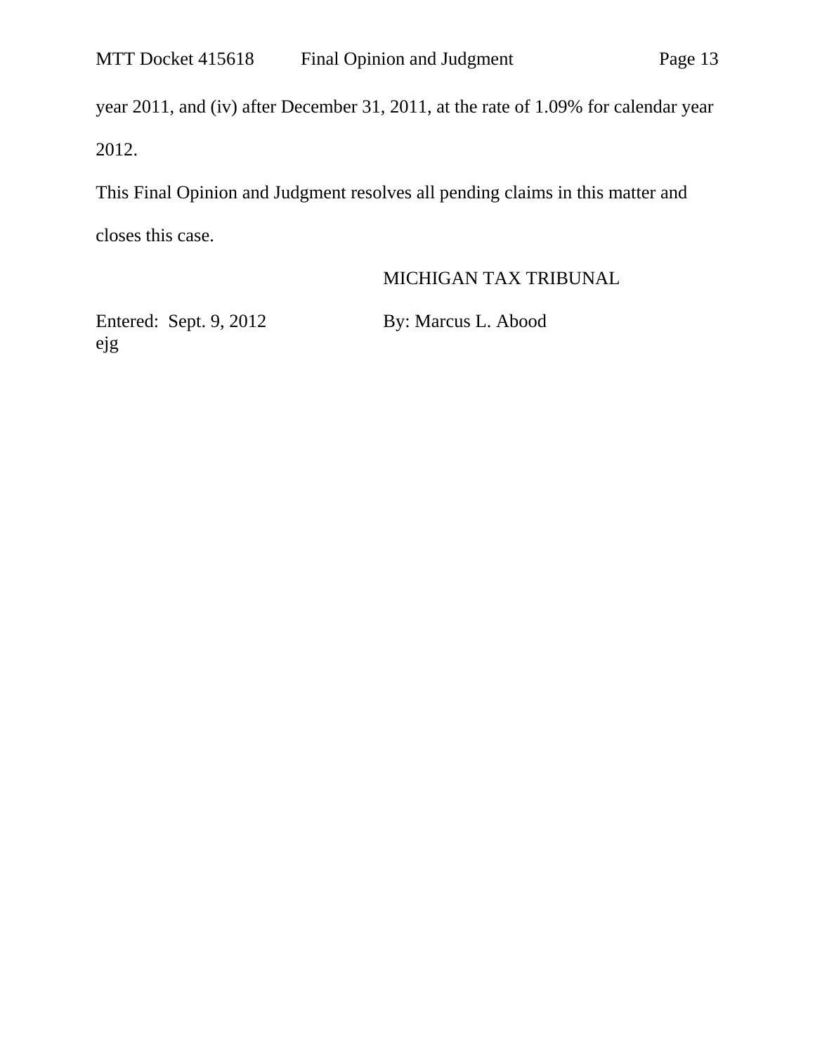year 2011, and (iv) after December 31, 2011, at the rate of 1.09% for calendar year 2012.

This Final Opinion and Judgment resolves all pending claims in this matter and closes this case.

MICHIGAN TAX TRIBUNAL

Entered: Sept. 9, 2012
ejg

By: Marcus L. Abood